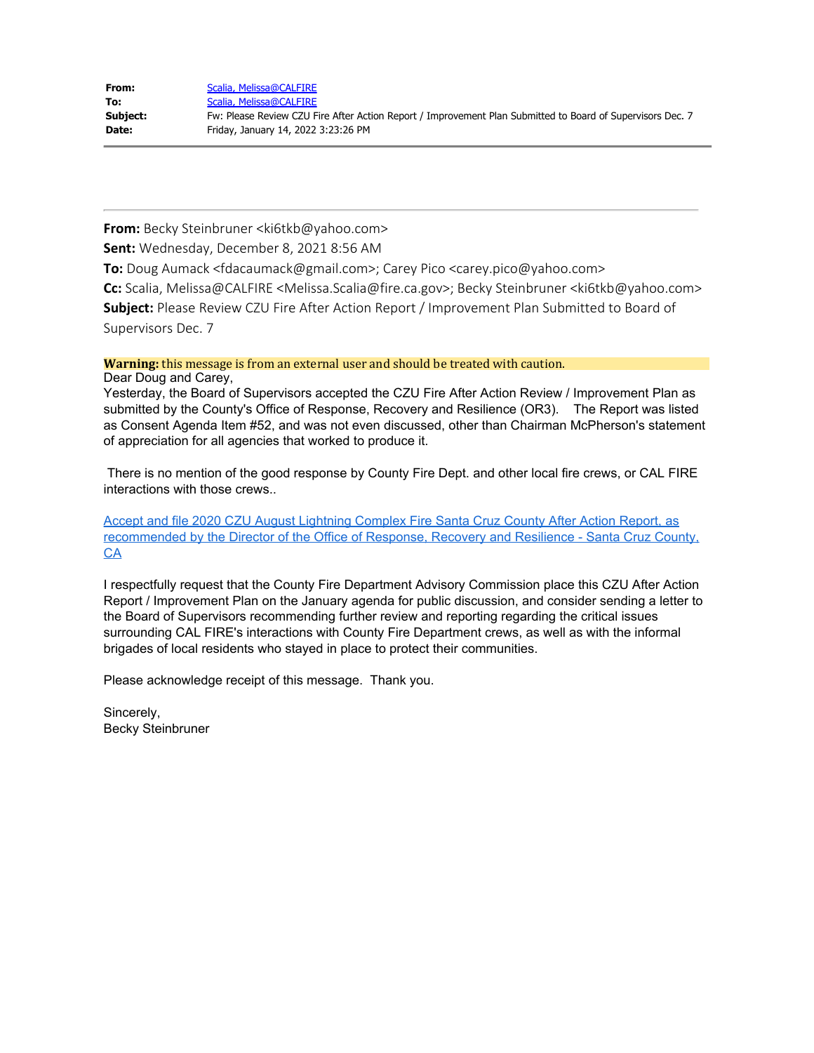| | |
|---|---|
| **From:** | Scalia, Melissa@CALFIRE |
| **To:** | Scalia, Melissa@CALFIRE |
| **Subject:** | Fw: Please Review CZU Fire After Action Report / Improvement Plan Submitted to Board of Supervisors Dec. 7 |
| **Date:** | Friday, January 14, 2022 3:23:26 PM |

---

**From:** Becky Steinbruner <ki6tkb@yahoo.com>
**Sent:** Wednesday, December 8, 2021 8:56 AM
**To:** Doug Aumack <fdacaumack@gmail.com>; Carey Pico <carey.pico@yahoo.com>
**Cc:** Scalia, Melissa@CALFIRE <Melissa.Scalia@fire.ca.gov>; Becky Steinbruner <ki6tkb@yahoo.com>
**Subject:** Please Review CZU Fire After Action Report / Improvement Plan Submitted to Board of Supervisors Dec. 7

**Warning:** this message is from an external user and should be treated with caution.

Dear Doug and Carey,

Yesterday, the Board of Supervisors accepted the CZU Fire After Action Review / Improvement Plan as submitted by the County's Office of Response, Recovery and Resilience (OR3). The Report was listed as Consent Agenda Item #52, and was not even discussed, other than Chairman McPherson's statement of appreciation for all agencies that worked to produce it.

There is no mention of the good response by County Fire Dept. and other local fire crews, or CAL FIRE interactions with those crews..

Accept and file 2020 CZU August Lightning Complex Fire Santa Cruz County After Action Report, as recommended by the Director of the Office of Response, Recovery and Resilience - Santa Cruz County, CA

I respectfully request that the County Fire Department Advisory Commission place this CZU After Action Report / Improvement Plan on the January agenda for public discussion, and consider sending a letter to the Board of Supervisors recommending further review and reporting regarding the critical issues surrounding CAL FIRE's interactions with County Fire Department crews, as well as with the informal brigades of local residents who stayed in place to protect their communities.

Please acknowledge receipt of this message. Thank you.

Sincerely,
Becky Steinbruner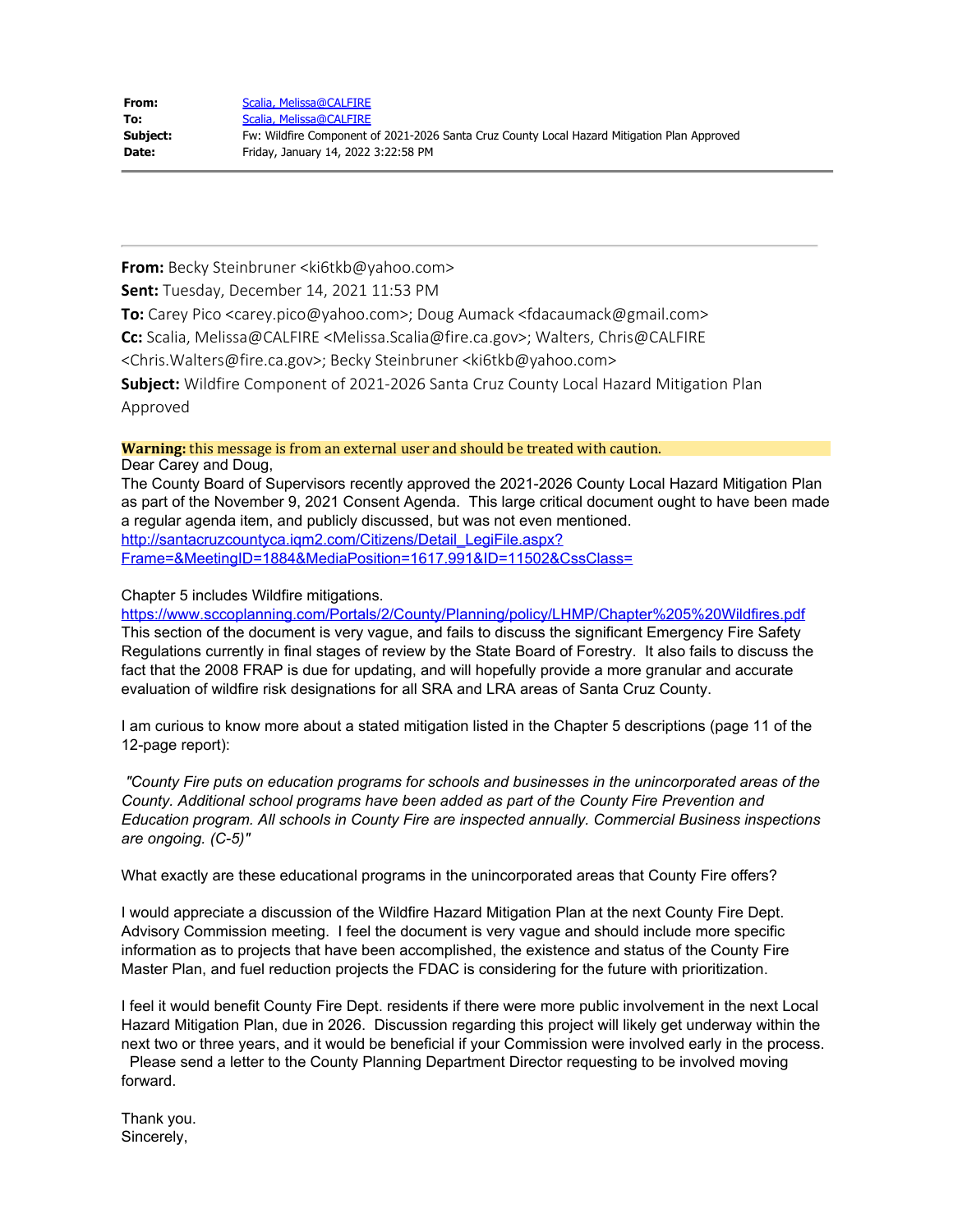| | |
|---|---|
| **From:** | Scalia, Melissa@CALFIRE |
| **To:** | Scalia, Melissa@CALFIRE |
| **Subject:** | Fw: Wildfire Component of 2021-2026 Santa Cruz County Local Hazard Mitigation Plan Approved |
| **Date:** | Friday, January 14, 2022 3:22:58 PM |

---

**From:** Becky Steinbruner <ki6tkb@yahoo.com>
**Sent:** Tuesday, December 14, 2021 11:53 PM
**To:** Carey Pico <carey.pico@yahoo.com>; Doug Aumack <fdacaumack@gmail.com>
**Cc:** Scalia, Melissa@CALFIRE <Melissa.Scalia@fire.ca.gov>; Walters, Chris@CALFIRE <Chris.Walters@fire.ca.gov>; Becky Steinbruner <ki6tkb@yahoo.com>
**Subject:** Wildfire Component of 2021-2026 Santa Cruz County Local Hazard Mitigation Plan Approved

**Warning:** this message is from an external user and should be treated with caution.

Dear Carey and Doug,

The County Board of Supervisors recently approved the 2021-2026 County Local Hazard Mitigation Plan as part of the November 9, 2021 Consent Agenda. This large critical document ought to have been made a regular agenda item, and publicly discussed, but was not even mentioned.
http://santacruzcountyca.iqm2.com/Citizens/Detail_LegiFile.aspx?Frame=&MeetingID=1884&MediaPosition=1617.991&ID=11502&CssClass=

Chapter 5 includes Wildfire mitigations.
https://www.sccoplanning.com/Portals/2/County/Planning/policy/LHMP/Chapter%205%20Wildfires.pdf
This section of the document is very vague, and fails to discuss the significant Emergency Fire Safety Regulations currently in final stages of review by the State Board of Forestry. It also fails to discuss the fact that the 2008 FRAP is due for updating, and will hopefully provide a more granular and accurate evaluation of wildfire risk designations for all SRA and LRA areas of Santa Cruz County.

I am curious to know more about a stated mitigation listed in the Chapter 5 descriptions (page 11 of the 12-page report):

*"County Fire puts on education programs for schools and businesses in the unincorporated areas of the County. Additional school programs have been added as part of the County Fire Prevention and Education program. All schools in County Fire are inspected annually. Commercial Business inspections are ongoing. (C-5)"*

What exactly are these educational programs in the unincorporated areas that County Fire offers?

I would appreciate a discussion of the Wildfire Hazard Mitigation Plan at the next County Fire Dept. Advisory Commission meeting. I feel the document is very vague and should include more specific information as to projects that have been accomplished, the existence and status of the County Fire Master Plan, and fuel reduction projects the FDAC is considering for the future with prioritization.

I feel it would benefit County Fire Dept. residents if there were more public involvement in the next Local Hazard Mitigation Plan, due in 2026. Discussion regarding this project will likely get underway within the next two or three years, and it would be beneficial if your Commission were involved early in the process. Please send a letter to the County Planning Department Director requesting to be involved moving forward.

Thank you.
Sincerely,